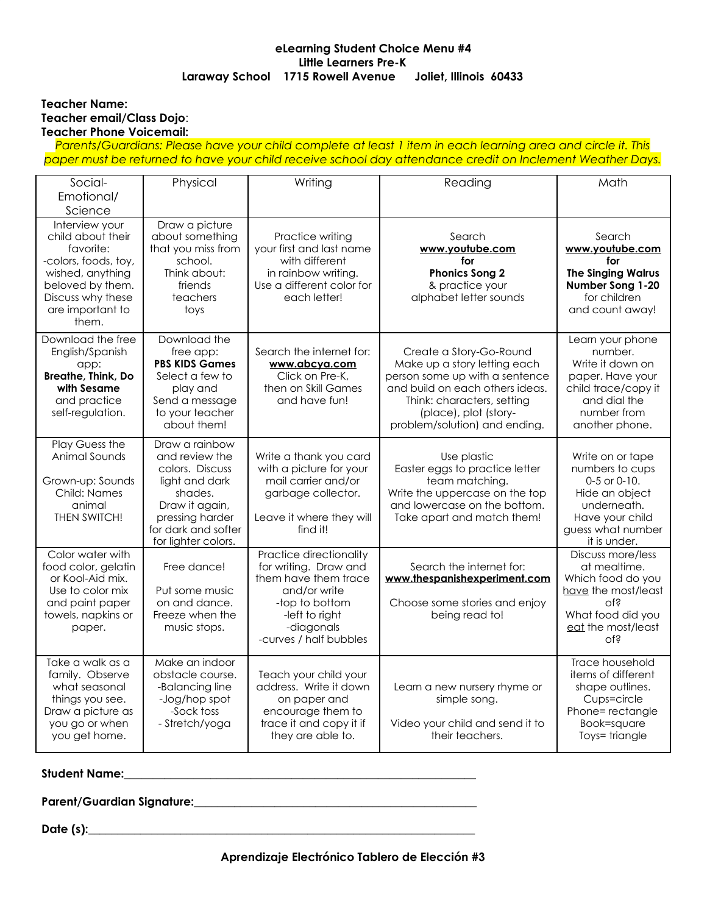**eLearning Student Choice Menu #4**
**Little Learners Pre-K**
**Laraway School 1715 Rowell Avenue Joliet, Illinois 60433**

**Teacher Name:**
**Teacher email/Class Dojo**:
**Teacher Phone Voicemail:**

*Parents/Guardians: Please have your child complete at least 1 item in each learning area and circle it. This paper must be returned to have your child receive school day attendance credit on Inclement Weather Days.*

| Social-Emotional/ Science | Physical | Writing | Reading | Math |
|---|---|---|---|---|
| Interview your child about their favorite: -colors, foods, toy, wished, anything beloved by them. Discuss why these are important to them. | Draw a picture about something that you miss from school. Think about: friends teachers toys | Practice writing your first and last name with different in rainbow writing. Use a different color for each letter! | Search **www.youtube.com** **for** **Phonics Song 2** & practice your alphabet letter sounds | Search **www.youtube.com** **for** **The Singing Walrus Number Song 1-20** for children and count away! |
| Download the free English/Spanish app: **Breathe, Think, Do with Sesame** and practice self-regulation. | Download the free app: **PBS KIDS Games** Select a few to play and Send a message to your teacher about them! | Search the internet for: **www.abcya.com** Click on Pre-K, then on Skill Games and have fun! | Create a Story-Go-Round Make up a story letting each person some up with a sentence and build on each others ideas. Think: characters, setting (place), plot (story-problem/solution) and ending. | Learn your phone number. Write it down on paper. Have your child trace/copy it and dial the number from another phone. |
| Play Guess the Animal Sounds Grown-up: Sounds Child: Names animal THEN SWITCH! | Draw a rainbow and review the colors. Discuss light and dark shades. Draw it again, pressing harder for dark and softer for lighter colors. | Write a thank you card with a picture for your mail carrier and/or garbage collector. Leave it where they will find it! | Use plastic Easter eggs to practice letter team matching. Write the uppercase on the top and lowercase on the bottom. Take apart and match them! | Write on or tape numbers to cups 0-5 or 0-10. Hide an object underneath. Have your child guess what number it is under. |
| Color water with food color, gelatin or Kool-Aid mix. Use to color mix and paint paper towels, napkins or paper. | Free dance! Put some music on and dance. Freeze when the music stops. | Practice directionality for writing. Draw and them have them trace and/or write -top to bottom -left to right -diagonals -curves / half bubbles | Search the internet for: **www.thespanishexperiment.com** Choose some stories and enjoy being read to! | Discuss more/less at mealtime. Which food do you have the most/least of? What food did you eat the most/least of? |
| Take a walk as a family. Observe what seasonal things you see. Draw a picture as you go or when you get home. | Make an indoor obstacle course. -Balancing line -Jog/hop spot -Sock toss - Stretch/yoga | Teach your child your address. Write it down on paper and encourage them to trace it and copy it if they are able to. | Learn a new nursery rhyme or simple song. Video your child and send it to their teachers. | Trace household items of different shape outlines. Cups=circle Phone= rectangle Book=square Toys= triangle |

**Student Name:**_______________________________________________

**Parent/Guardian Signature:**_______________________________________

**Date (s):**_____________________________________________________

**Aprendizaje Electrónico Tablero de Elección #3**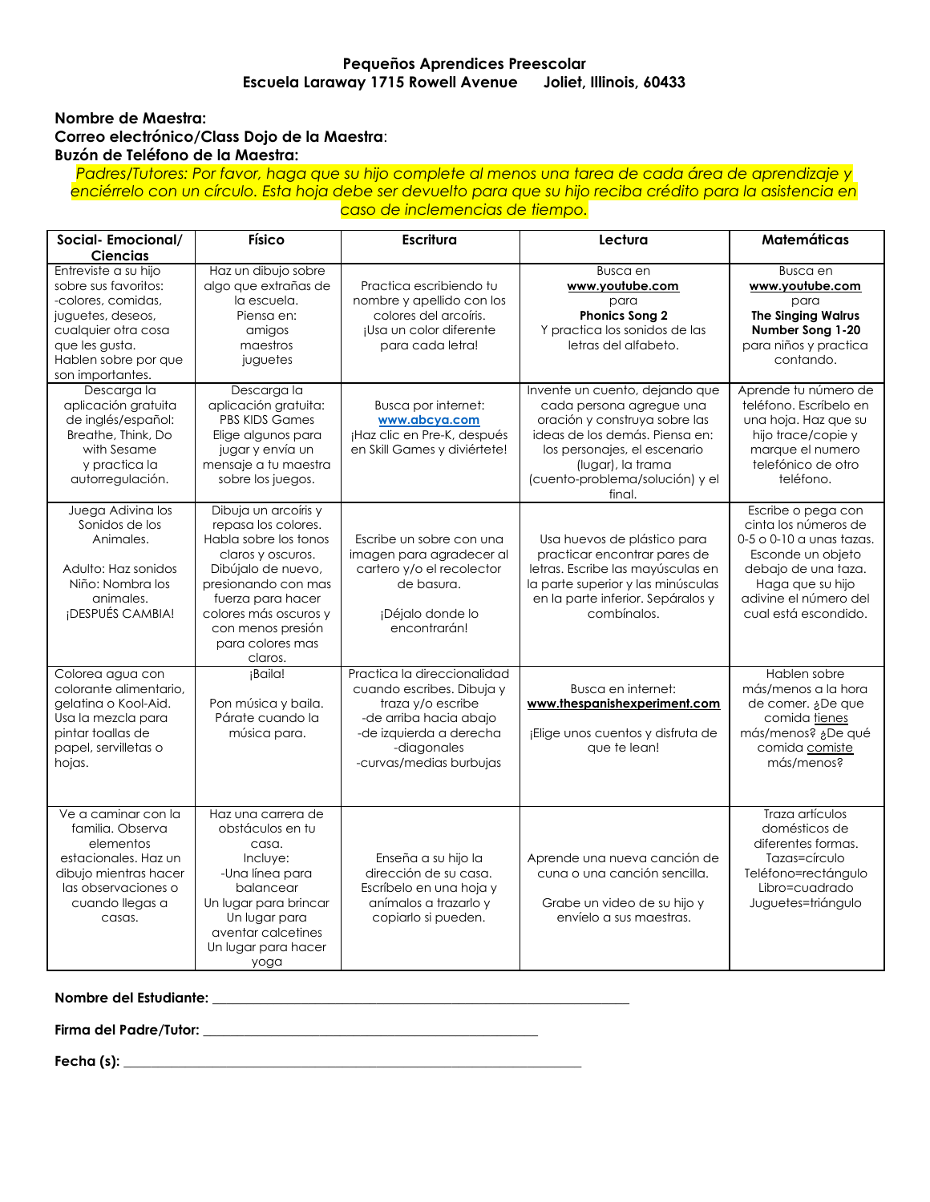**Pequeños Aprendices Preescolar**
**Escuela Laraway 1715 Rowell Avenue Joliet, Illinois, 60433**

**Nombre de Maestra:**
**Correo electrónico/Class Dojo de la Maestra**:
**Buzón de Teléfono de la Maestra:**

*Padres/Tutores: Por favor, haga que su hijo complete al menos una tarea de cada área de aprendizaje y enciérrelo con un círculo. Esta hoja debe ser devuelto para que su hijo reciba crédito para la asistencia en caso de inclemencias de tiempo.*

| Social- Emocional/ Ciencias | Físico | Escritura | Lectura | Matemáticas |
|---|---|---|---|---|
| Entreviste a su hijo sobre sus favoritos: -colores, comidas, juguetes, deseos, cualquier otra cosa que les gusta. Hablen sobre por que son importantes. | Haz un dibujo sobre algo que extrañas de la escuela. Piensa en: amigos maestros juguetes | Practica escribiendo tu nombre y apellido con los colores del arcoíris. ¡Usa un color diferente para cada letra! | Busca en **www.youtube.com** para **Phonics Song 2** Y practica los sonidos de las letras del alfabeto. | Busca en **www.youtube.com** para **The Singing Walrus Number Song 1-20** para niños y practica contando. |
| Descarga la aplicación gratuita de inglés/español: Breathe, Think, Do with Sesame y practica la autorregulación. | Descarga la aplicación gratuita: PBS KIDS Games Elige algunos para jugar y envía un mensaje a tu maestra sobre los juegos. | Busca por internet: **www.abcya.com** ¡Haz clic en Pre-K, después en Skill Games y diviértete! | Invente un cuento, dejando que cada persona agregue una oración y construya sobre las ideas de los demás. Piensa en: los personajes, el escenario (lugar), la trama (cuento-problema/solución) y el final. | Aprende tu número de teléfono. Escríbelo en una hoja. Haz que su hijo trace/copie y marque el numero telefónico de otro teléfono. |
| Juega Adivina los Sonidos de los Animales. Adulto: Haz sonidos Niño: Nombra los animales. ¡DESPUÉS CAMBIA! | Dibuja un arcoíris y repasa los colores. Habla sobre los tonos claros y oscuros. Dibújalo de nuevo, presionando con mas fuerza para hacer colores más oscuros y con menos presión para colores mas claros. | Escribe un sobre con una imagen para agradecer al cartero y/o el recolector de basura. ¡Déjalo donde lo encontrarán! | Usa huevos de plástico para practicar encontrar pares de letras. Escribe las mayúsculas en la parte superior y las minúsculas en la parte inferior. Sepáralos y combínalos. | Escribe o pega con cinta los números de 0-5 o 0-10 a unas tazas. Esconde un objeto debajo de una taza. Haga que su hijo adivine el número del cual está escondido. |
| Colorea agua con colorante alimentario, gelatina o Kool-Aid. Usa la mezcla para pintar toallas de papel, servilletas o hojas. | ¡Baila! Pon música y baila. Párate cuando la música para. | Practica la direccionalidad cuando escribes. Dibuja y traza y/o escribe -de arriba hacia abajo -de izquierda a derecha -diagonales -curvas/medias burbujas | Busca en internet: **www.thespanishexperiment.com** ¡Elige unos cuentos y disfruta de que te lean! | Hablen sobre más/menos a la hora de comer. ¿De que comida tienes más/menos? ¿De qué comida comiste más/menos? |
| Ve a caminar con la familia. Observa elementos estacionales. Haz un dibujo mientras hacer las observaciones o cuando llegas a casas. | Haz una carrera de obstáculos en tu casa. Incluye: -Una línea para balancear Un lugar para brincar Un lugar para aventar calcetines Un lugar para hacer yoga | Enseña a su hijo la dirección de su casa. Escríbelo en una hoja y anímalos a trazarlo y copiarlo si pueden. | Aprende una nueva canción de cuna o una canción sencilla. Grabe un video de su hijo y envíelo a sus maestras. | Traza artículos domésticos de diferentes formas. Tazas=círculo Teléfono=rectángulo Libro=cuadrado Juguetes=triángulo |

**Nombre del Estudiante:** ______________________________________________

**Firma del Padre/Tutor:** ________________________________________

**Fecha (s):** ______________________________________________________